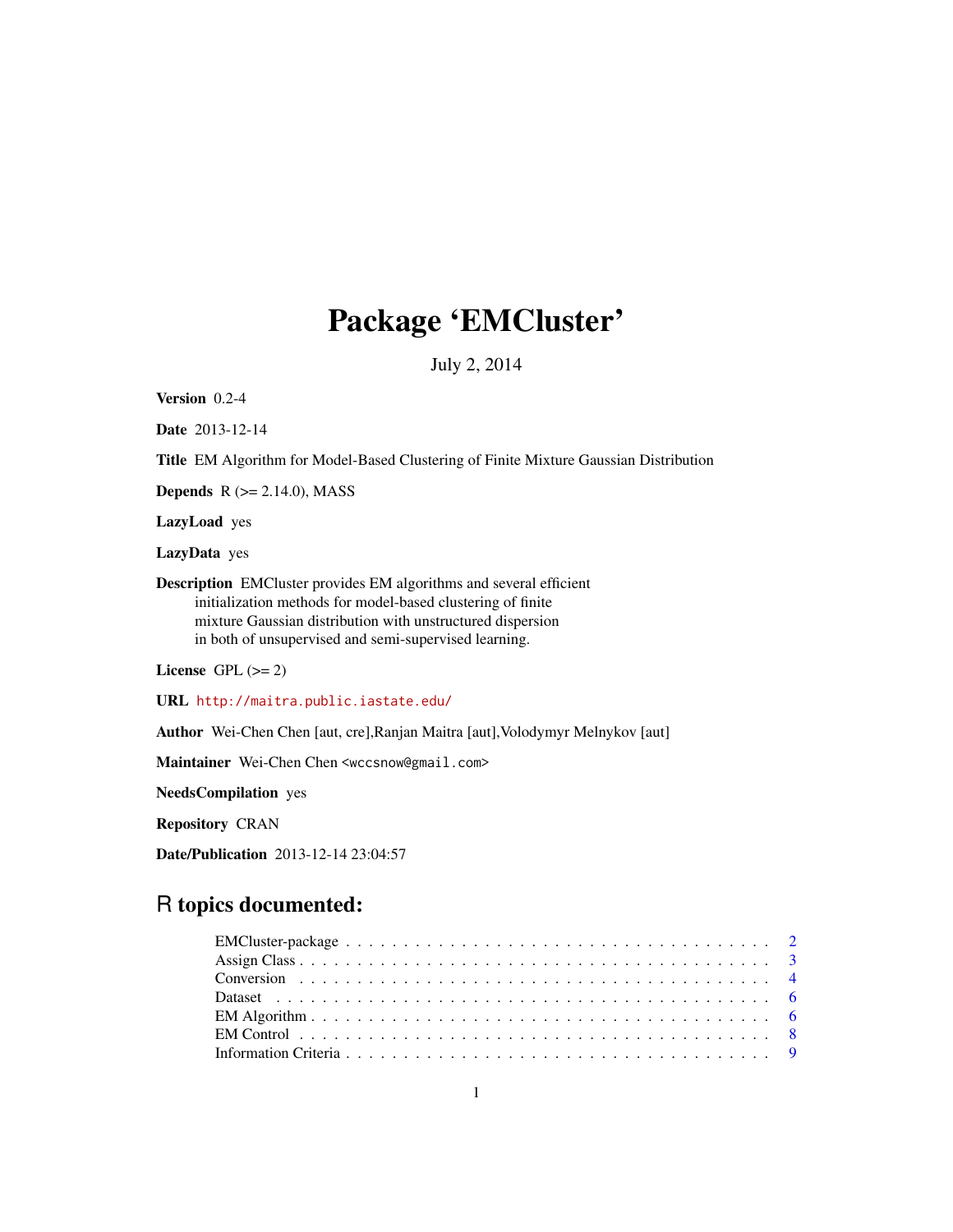# Package 'EMCluster'

July 2, 2014

**Version** 0.2-4

**Date** 2013-12-14

**Title** EM Algorithm for Model-Based Clustering of Finite Mixture Gaussian Distribution

**Depends** R (>= 2.14.0), MASS

**LazyLoad** yes

**LazyData** yes

**Description** EMCluster provides EM algorithms and several efficient initialization methods for model-based clustering of finite mixture Gaussian distribution with unstructured dispersion in both of unsupervised and semi-supervised learning.

**License** GPL (>= 2)

**URL** http://maitra.public.iastate.edu/

**Author** Wei-Chen Chen [aut, cre],Ranjan Maitra [aut],Volodymyr Melnykov [aut]

**Maintainer** Wei-Chen Chen <wccsnow@gmail.com>

**NeedsCompilation** yes

**Repository** CRAN

**Date/Publication** 2013-12-14 23:04:57

## R topics documented:

EMCluster-package . . . . . . . . . . . . . . . . . . . . . . . . . . . . . . . . . . . . 2
Assign Class . . . . . . . . . . . . . . . . . . . . . . . . . . . . . . . . . . . . . . . 3
Conversion . . . . . . . . . . . . . . . . . . . . . . . . . . . . . . . . . . . . . . . . 4
Dataset . . . . . . . . . . . . . . . . . . . . . . . . . . . . . . . . . . . . . . . . . . 6
EM Algorithm . . . . . . . . . . . . . . . . . . . . . . . . . . . . . . . . . . . . . . . 6
EM Control . . . . . . . . . . . . . . . . . . . . . . . . . . . . . . . . . . . . . . . . 8
Information Criteria . . . . . . . . . . . . . . . . . . . . . . . . . . . . . . . . . . . 9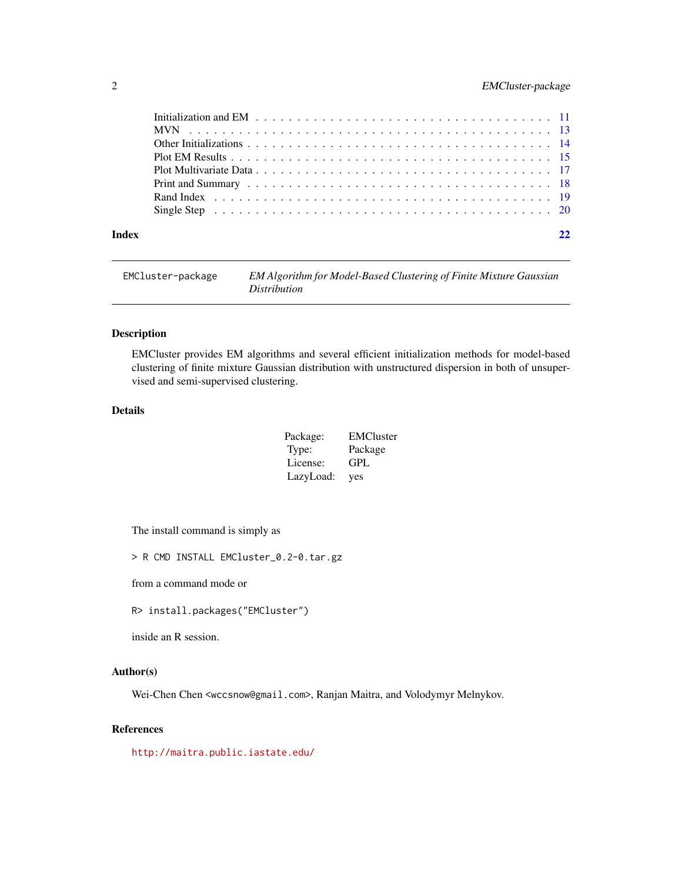| | |
|---|---|
| Initialization and EM | 11 |
| MVN | 13 |
| Other Initializations | 14 |
| Plot EM Results | 15 |
| Plot Multivariate Data | 17 |
| Print and Summary | 18 |
| Rand Index | 19 |
| Single Step | 20 |

**Index** **22**

---

EMCluster-package *EM Algorithm for Model-Based Clustering of Finite Mixture Gaussian Distribution*

---

## Description

EMCluster provides EM algorithms and several efficient initialization methods for model-based clustering of finite mixture Gaussian distribution with unstructured dispersion in both of unsupervised and semi-supervised clustering.

## Details

| | |
|---|---|
| Package: | EMCluster |
| Type: | Package |
| License: | GPL |
| LazyLoad: | yes |

The install command is simply as

```
> R CMD INSTALL EMCluster_0.2-0.tar.gz
```

from a command mode or

```
R> install.packages("EMCluster")
```

inside an R session.

## Author(s)

Wei-Chen Chen <wccsnow@gmail.com>, Ranjan Maitra, and Volodymyr Melnykov.

## References

http://maitra.public.iastate.edu/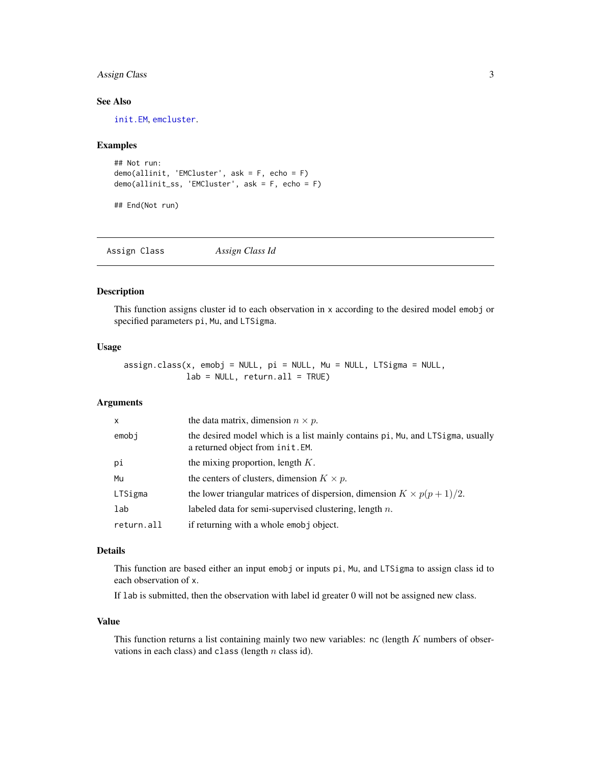## See Also

init.EM, emcluster.

## Examples

```
## Not run:
demo(allinit, 'EMCluster', ask = F, echo = F)
demo(allinit_ss, 'EMCluster', ask = F, echo = F)

## End(Not run)
```

---

# Assign Class — *Assign Class Id*

---

## Description

This function assigns cluster id to each observation in `x` according to the desired model `emobj` or specified parameters `pi`, `Mu`, and `LTSigma`.

## Usage

```
assign.class(x, emobj = NULL, pi = NULL, Mu = NULL, LTSigma = NULL,
             lab = NULL, return.all = TRUE)
```

## Arguments

| | |
|---|---|
| x | the data matrix, dimension $n \times p$. |
| emobj | the desired model which is a list mainly contains `pi`, `Mu`, and `LTSigma`, usually a returned object from `init.EM`. |
| pi | the mixing proportion, length $K$. |
| Mu | the centers of clusters, dimension $K \times p$. |
| LTSigma | the lower triangular matrices of dispersion, dimension $K \times p(p+1)/2$. |
| lab | labeled data for semi-supervised clustering, length $n$. |
| return.all | if returning with a whole `emobj` object. |

## Details

This function are based either an input `emobj` or inputs `pi`, `Mu`, and `LTSigma` to assign class id to each observation of `x`.

If `lab` is submitted, then the observation with label id greater 0 will not be assigned new class.

## Value

This function returns a list containing mainly two new variables: `nc` (length $K$ numbers of observations in each class) and `class` (length $n$ class id).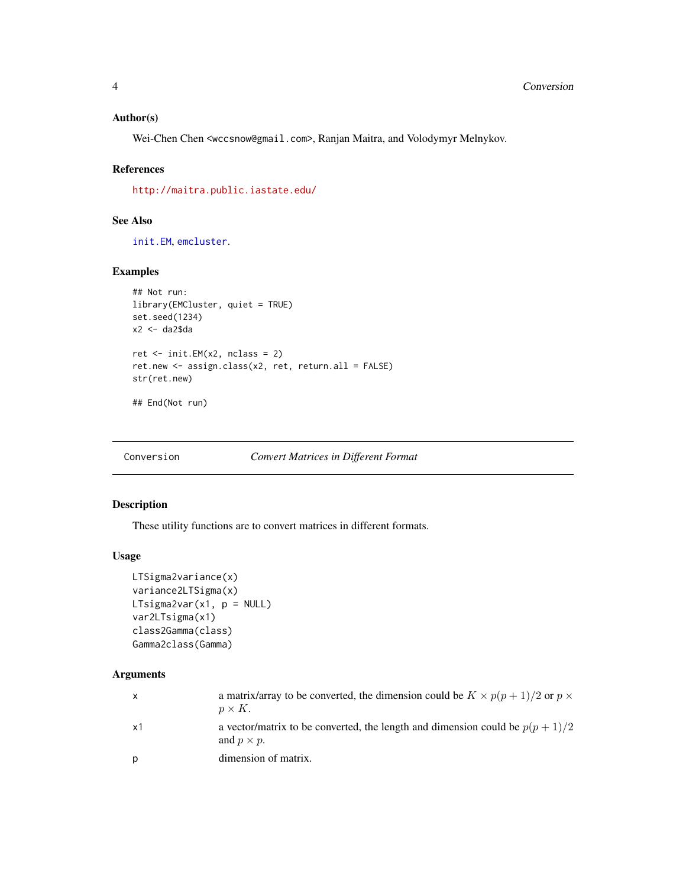### Author(s)

Wei-Chen Chen <wccsnow@gmail.com>, Ranjan Maitra, and Volodymyr Melnykov.

### References

http://maitra.public.iastate.edu/

### See Also

init.EM, emcluster.

### Examples

```
## Not run:
library(EMCluster, quiet = TRUE)
set.seed(1234)
x2 <- da2$da

ret <- init.EM(x2, nclass = 2)
ret.new <- assign.class(x2, ret, return.all = FALSE)
str(ret.new)

## End(Not run)
```

---

## Conversion — *Convert Matrices in Different Format*

### Description

These utility functions are to convert matrices in different formats.

### Usage

```
LTSigma2variance(x)
variance2LTSigma(x)
LTsigma2var(x1, p = NULL)
var2LTsigma(x1)
class2Gamma(class)
Gamma2class(Gamma)
```

### Arguments

| | |
|---|---|
| x | a matrix/array to be converted, the dimension could be $K \times p(p+1)/2$ or $p \times p \times K$. |
| x1 | a vector/matrix to be converted, the length and dimension could be $p(p+1)/2$ and $p \times p$. |
| p | dimension of matrix. |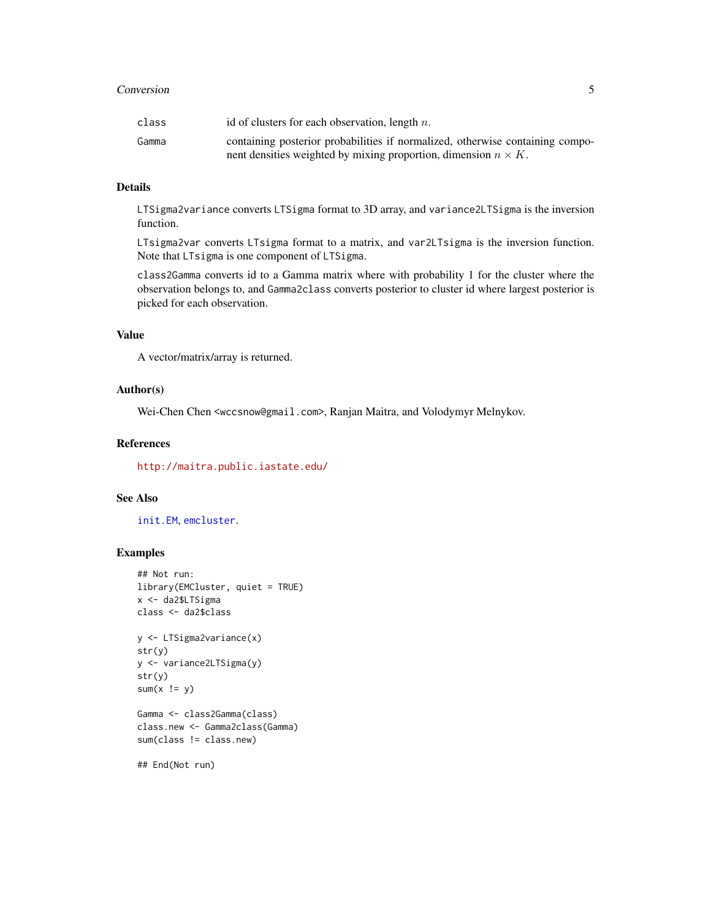| | |
|---|---|
| class | id of clusters for each observation, length $n$. |
| Gamma | containing posterior probabilities if normalized, otherwise containing component densities weighted by mixing proportion, dimension $n \times K$. |

## Details

LTSigma2variance converts LTSigma format to 3D array, and variance2LTSigma is the inversion function.

LTsigma2var converts LTsigma format to a matrix, and var2LTsigma is the inversion function. Note that LTsigma is one component of LTSigma.

class2Gamma converts id to a Gamma matrix where with probability 1 for the cluster where the observation belongs to, and Gamma2class converts posterior to cluster id where largest posterior is picked for each observation.

## Value

A vector/matrix/array is returned.

## Author(s)

Wei-Chen Chen <wccsnow@gmail.com>, Ranjan Maitra, and Volodymyr Melnykov.

## References

http://maitra.public.iastate.edu/

## See Also

init.EM, emcluster.

## Examples

```
## Not run:
library(EMCluster, quiet = TRUE)
x <- da2$LTSigma
class <- da2$class

y <- LTSigma2variance(x)
str(y)
y <- variance2LTSigma(y)
str(y)
sum(x != y)

Gamma <- class2Gamma(class)
class.new <- Gamma2class(Gamma)
sum(class != class.new)

## End(Not run)
```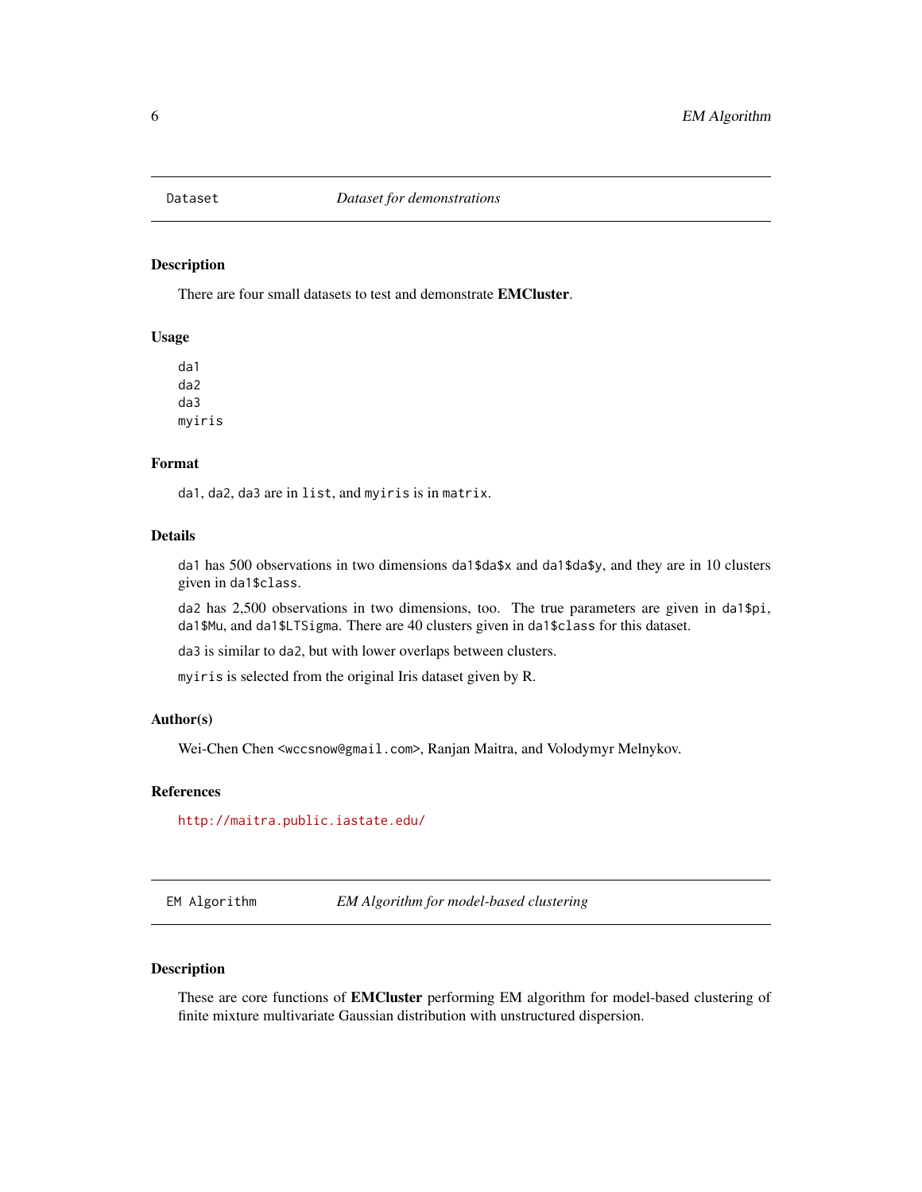## Dataset *Dataset for demonstrations*

### Description

There are four small datasets to test and demonstrate **EMCluster**.

### Usage

```
da1
da2
da3
myiris
```

### Format

`da1`, `da2`, `da3` are in `list`, and `myiris` is in `matrix`.

### Details

`da1` has 500 observations in two dimensions `da1$da$x` and `da1$da$y`, and they are in 10 clusters given in `da1$class`.

`da2` has 2,500 observations in two dimensions, too. The true parameters are given in `da1$pi`, `da1$Mu`, and `da1$LTSigma`. There are 40 clusters given in `da1$class` for this dataset.

`da3` is similar to `da2`, but with lower overlaps between clusters.

`myiris` is selected from the original Iris dataset given by R.

### Author(s)

Wei-Chen Chen <wccsnow@gmail.com>, Ranjan Maitra, and Volodymyr Melnykov.

### References

http://maitra.public.iastate.edu/

## EM Algorithm *EM Algorithm for model-based clustering*

### Description

These are core functions of **EMCluster** performing EM algorithm for model-based clustering of finite mixture multivariate Gaussian distribution with unstructured dispersion.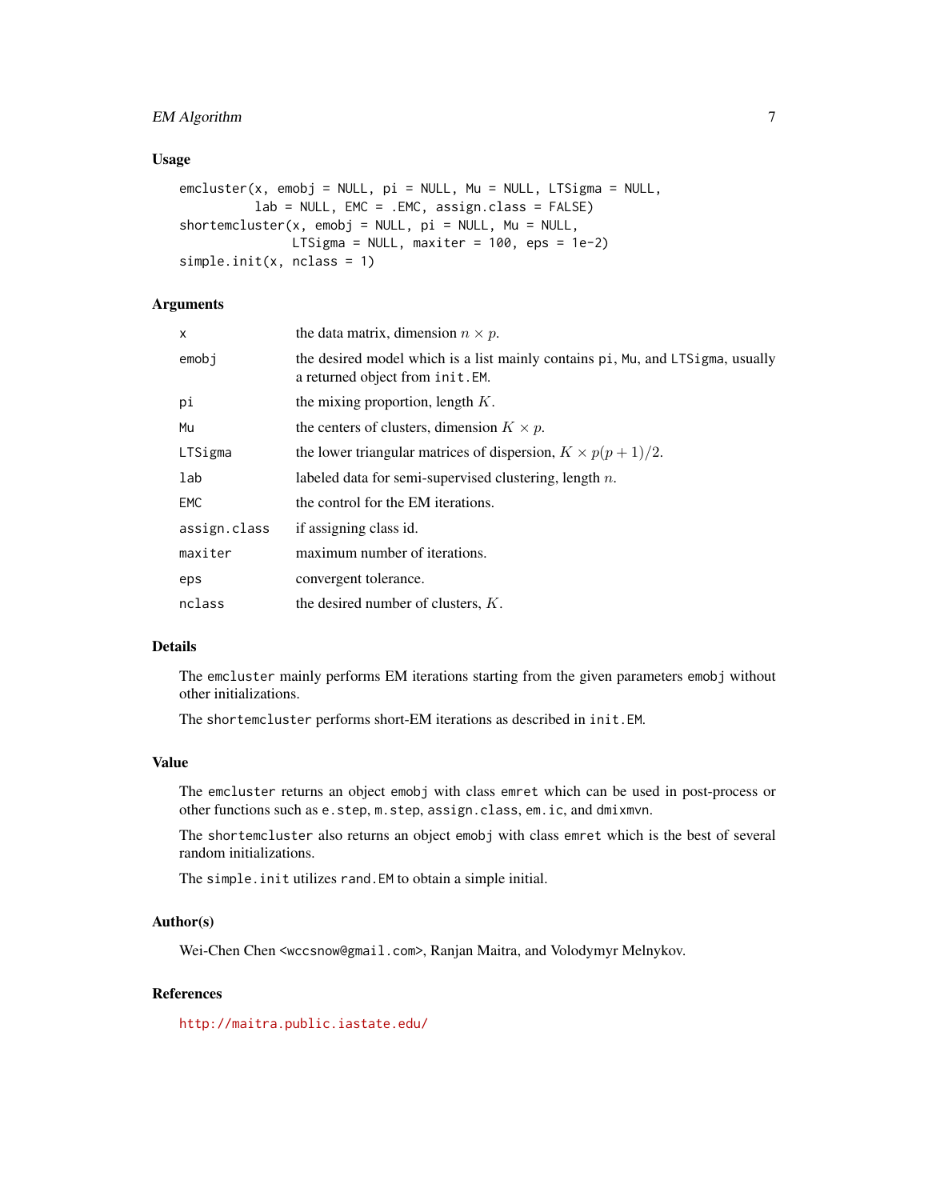## Usage

```
emcluster(x, emobj = NULL, pi = NULL, Mu = NULL, LTSigma = NULL,
          lab = NULL, EMC = .EMC, assign.class = FALSE)
shortemcluster(x, emobj = NULL, pi = NULL, Mu = NULL,
               LTSigma = NULL, maxiter = 100, eps = 1e-2)
simple.init(x, nclass = 1)
```

## Arguments

| | |
|---|---|
| `x` | the data matrix, dimension $n \times p$. |
| `emobj` | the desired model which is a list mainly contains `pi`, `Mu`, and `LTSigma`, usually a returned object from `init.EM`. |
| `pi` | the mixing proportion, length $K$. |
| `Mu` | the centers of clusters, dimension $K \times p$. |
| `LTSigma` | the lower triangular matrices of dispersion, $K \times p(p+1)/2$. |
| `lab` | labeled data for semi-supervised clustering, length $n$. |
| `EMC` | the control for the EM iterations. |
| `assign.class` | if assigning class id. |
| `maxiter` | maximum number of iterations. |
| `eps` | convergent tolerance. |
| `nclass` | the desired number of clusters, $K$. |

## Details

The `emcluster` mainly performs EM iterations starting from the given parameters `emobj` without other initializations.

The `shortemcluster` performs short-EM iterations as described in `init.EM`.

## Value

The `emcluster` returns an object `emobj` with class `emret` which can be used in post-process or other functions such as `e.step`, `m.step`, `assign.class`, `em.ic`, and `dmixmvn`.

The `shortemcluster` also returns an object `emobj` with class `emret` which is the best of several random initializations.

The `simple.init` utilizes `rand.EM` to obtain a simple initial.

## Author(s)

Wei-Chen Chen <wccsnow@gmail.com>, Ranjan Maitra, and Volodymyr Melnykov.

## References

http://maitra.public.iastate.edu/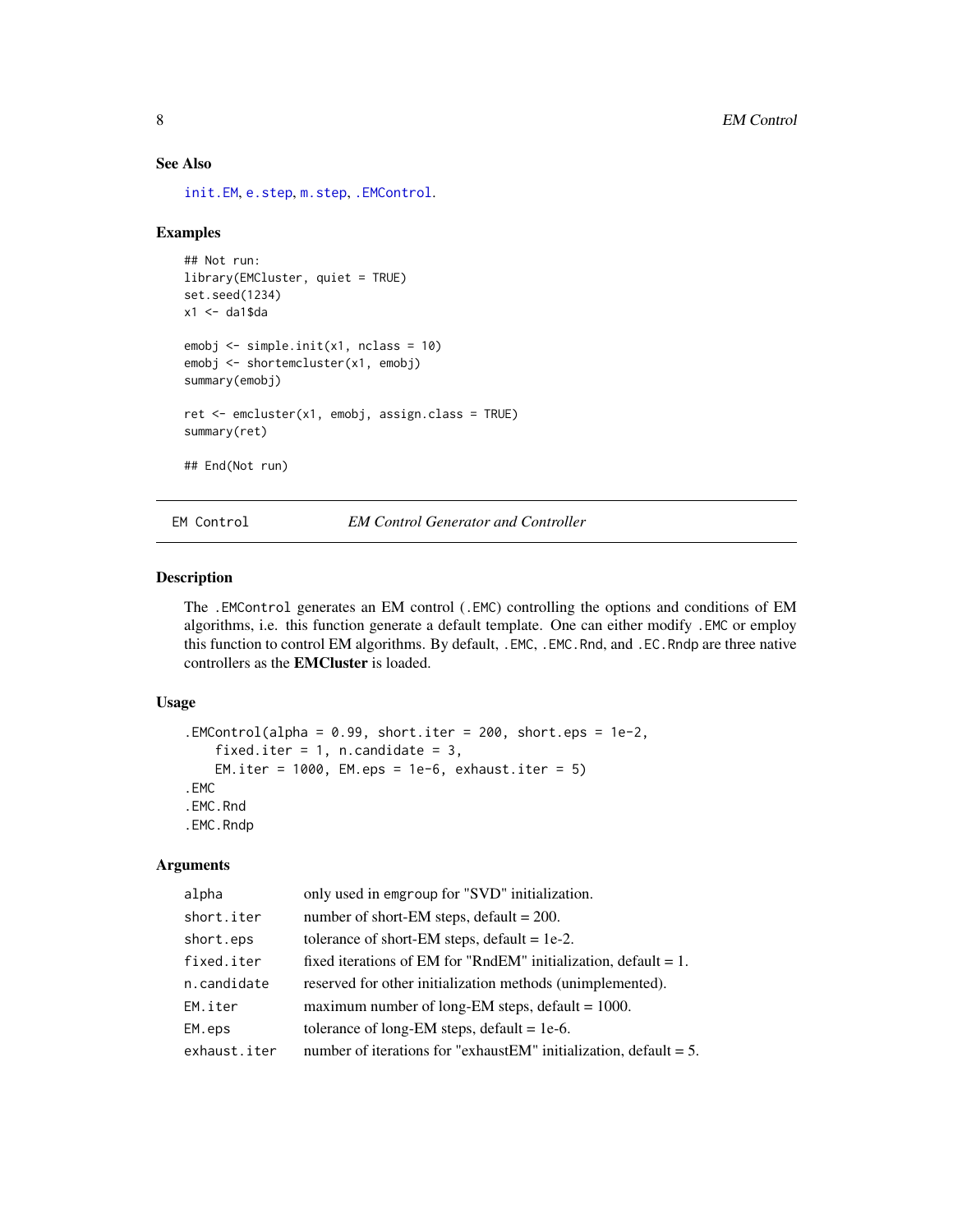### See Also

init.EM, e.step, m.step, .EMControl.

### Examples

```
## Not run:
library(EMCluster, quiet = TRUE)
set.seed(1234)
x1 <- da1$da

emobj <- simple.init(x1, nclass = 10)
emobj <- shortemcluster(x1, emobj)
summary(emobj)

ret <- emcluster(x1, emobj, assign.class = TRUE)
summary(ret)

## End(Not run)
```

---

## EM Control — *EM Control Generator and Controller*

### Description

The `.EMControl` generates an EM control (`.EMC`) controlling the options and conditions of EM algorithms, i.e. this function generate a default template. One can either modify `.EMC` or employ this function to control EM algorithms. By default, `.EMC`, `.EMC.Rnd`, and `.EC.Rndp` are three native controllers as the **EMCluster** is loaded.

### Usage

```
.EMControl(alpha = 0.99, short.iter = 200, short.eps = 1e-2,
    fixed.iter = 1, n.candidate = 3,
    EM.iter = 1000, EM.eps = 1e-6, exhaust.iter = 5)
.EMC
.EMC.Rnd
.EMC.Rndp
```

### Arguments

| | |
|---|---|
| `alpha` | only used in `emgroup` for "SVD" initialization. |
| `short.iter` | number of short-EM steps, default = 200. |
| `short.eps` | tolerance of short-EM steps, default = 1e-2. |
| `fixed.iter` | fixed iterations of EM for "RndEM" initialization, default = 1. |
| `n.candidate` | reserved for other initialization methods (unimplemented). |
| `EM.iter` | maximum number of long-EM steps, default = 1000. |
| `EM.eps` | tolerance of long-EM steps, default = 1e-6. |
| `exhaust.iter` | number of iterations for "exhaustEM" initialization, default = 5. |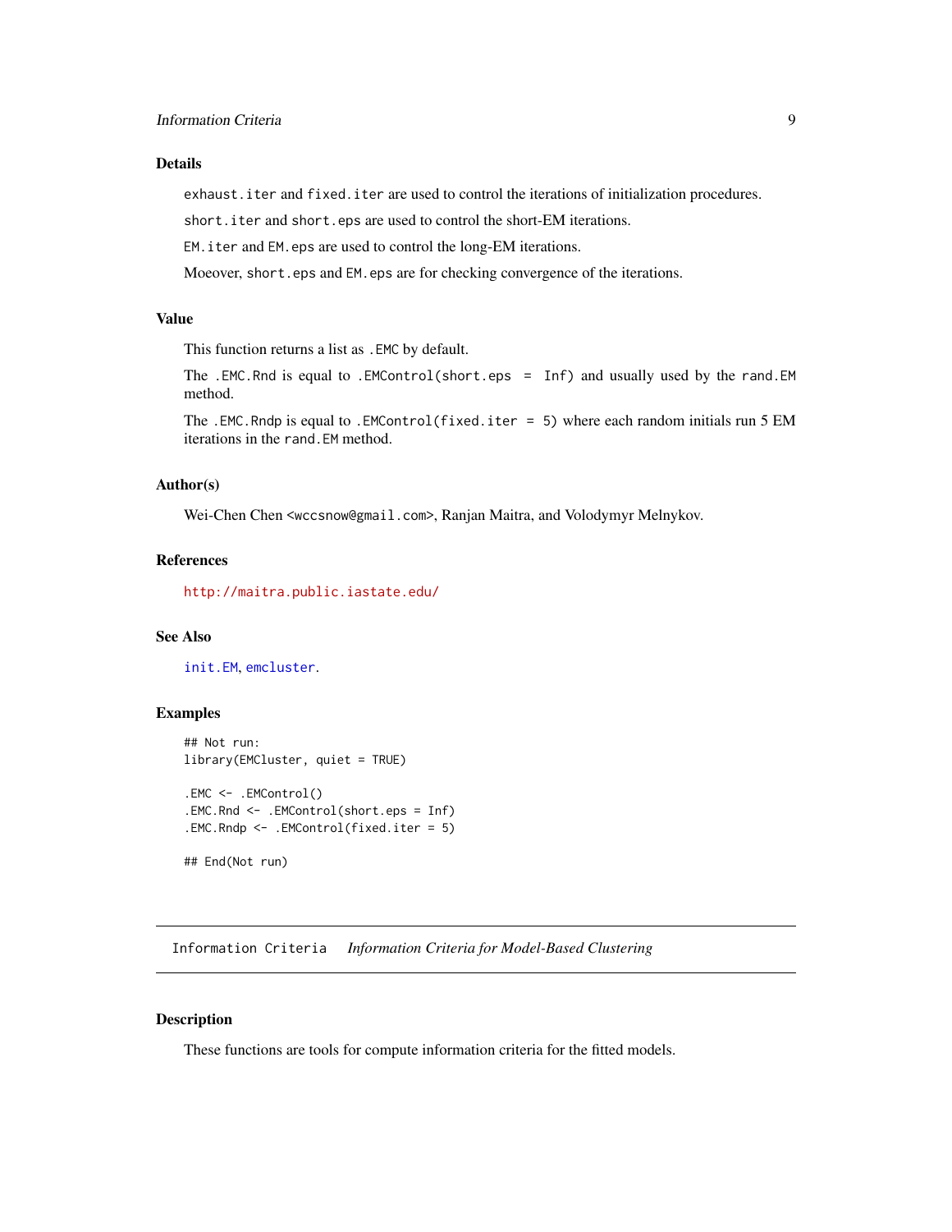### Details

`exhaust.iter` and `fixed.iter` are used to control the iterations of initialization procedures.

`short.iter` and `short.eps` are used to control the short-EM iterations.

`EM.iter` and `EM.eps` are used to control the long-EM iterations.

Moeover, `short.eps` and `EM.eps` are for checking convergence of the iterations.

### Value

This function returns a list as `.EMC` by default.

The `.EMC.Rnd` is equal to `.EMControl(short.eps = Inf)` and usually used by the `rand.EM` method.

The `.EMC.Rndp` is equal to `.EMControl(fixed.iter = 5)` where each random initials run 5 EM iterations in the `rand.EM` method.

### Author(s)

Wei-Chen Chen <`wccsnow@gmail.com`>, Ranjan Maitra, and Volodymyr Melnykov.

### References

http://maitra.public.iastate.edu/

### See Also

`init.EM`, `emcluster`.

### Examples

```
## Not run:
library(EMCluster, quiet = TRUE)

.EMC <- .EMControl()
.EMC.Rnd <- .EMControl(short.eps = Inf)
.EMC.Rndp <- .EMControl(fixed.iter = 5)

## End(Not run)
```

---

## `Information Criteria` *Information Criteria for Model-Based Clustering*

---

### Description

These functions are tools for compute information criteria for the fitted models.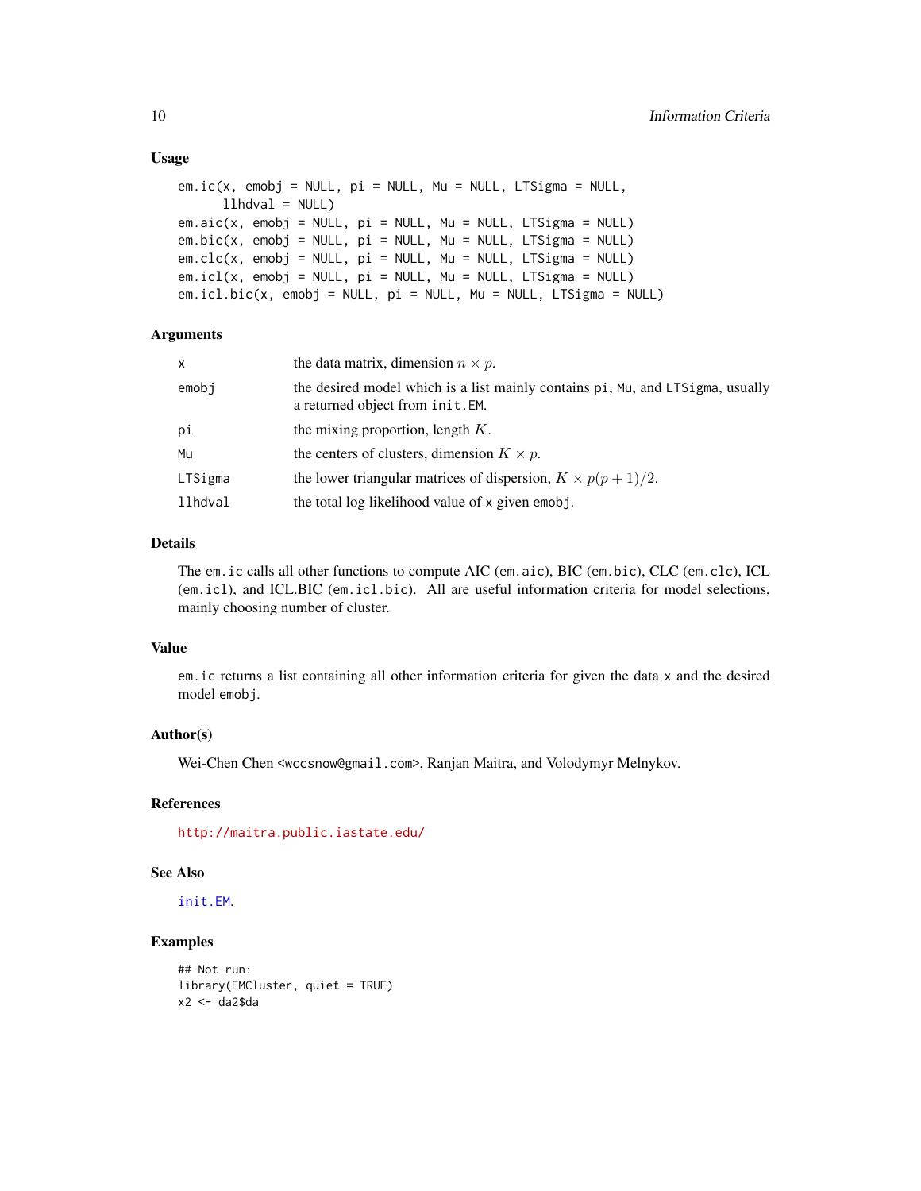### Usage

```
em.ic(x, emobj = NULL, pi = NULL, Mu = NULL, LTSigma = NULL,
      llhdval = NULL)
em.aic(x, emobj = NULL, pi = NULL, Mu = NULL, LTSigma = NULL)
em.bic(x, emobj = NULL, pi = NULL, Mu = NULL, LTSigma = NULL)
em.clc(x, emobj = NULL, pi = NULL, Mu = NULL, LTSigma = NULL)
em.icl(x, emobj = NULL, pi = NULL, Mu = NULL, LTSigma = NULL)
em.icl.bic(x, emobj = NULL, pi = NULL, Mu = NULL, LTSigma = NULL)
```

### Arguments

| | |
|---|---|
| `x` | the data matrix, dimension $n \times p$. |
| `emobj` | the desired model which is a list mainly contains `pi`, `Mu`, and `LTSigma`, usually a returned object from `init.EM`. |
| `pi` | the mixing proportion, length $K$. |
| `Mu` | the centers of clusters, dimension $K \times p$. |
| `LTSigma` | the lower triangular matrices of dispersion, $K \times p(p+1)/2$. |
| `llhdval` | the total log likelihood value of `x` given `emobj`. |

### Details

The `em.ic` calls all other functions to compute AIC (`em.aic`), BIC (`em.bic`), CLC (`em.clc`), ICL (`em.icl`), and ICL.BIC (`em.icl.bic`). All are useful information criteria for model selections, mainly choosing number of cluster.

### Value

`em.ic` returns a list containing all other information criteria for given the data `x` and the desired model `emobj`.

### Author(s)

Wei-Chen Chen <wccsnow@gmail.com>, Ranjan Maitra, and Volodymyr Melnykov.

### References

http://maitra.public.iastate.edu/

### See Also

`init.EM`.

### Examples

```
## Not run:
library(EMCluster, quiet = TRUE)
x2 <- da2$da
```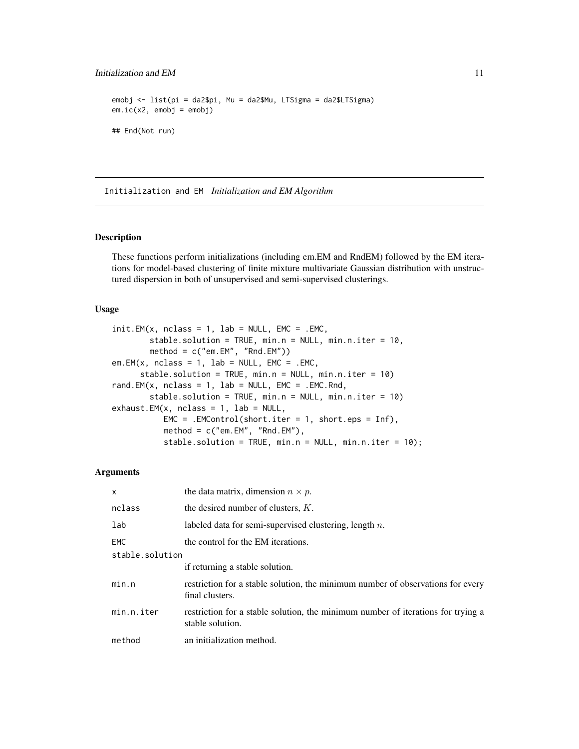```
emobj <- list(pi = da2$pi, Mu = da2$Mu, LTSigma = da2$LTSigma)
em.ic(x2, emobj = emobj)

## End(Not run)
```

---

## Initialization and EM *Initialization and EM Algorithm*

---

### Description

These functions perform initializations (including em.EM and RndEM) followed by the EM iterations for model-based clustering of finite mixture multivariate Gaussian distribution with unstructured dispersion in both of unsupervised and semi-supervised clusterings.

### Usage

```
init.EM(x, nclass = 1, lab = NULL, EMC = .EMC,
        stable.solution = TRUE, min.n = NULL, min.n.iter = 10,
        method = c("em.EM", "Rnd.EM"))
em.EM(x, nclass = 1, lab = NULL, EMC = .EMC,
      stable.solution = TRUE, min.n = NULL, min.n.iter = 10)
rand.EM(x, nclass = 1, lab = NULL, EMC = .EMC.Rnd,
        stable.solution = TRUE, min.n = NULL, min.n.iter = 10)
exhaust.EM(x, nclass = 1, lab = NULL,
           EMC = .EMControl(short.iter = 1, short.eps = Inf),
           method = c("em.EM", "Rnd.EM"),
           stable.solution = TRUE, min.n = NULL, min.n.iter = 10);
```

### Arguments

| | |
|---|---|
| `x` | the data matrix, dimension $n \times p$. |
| `nclass` | the desired number of clusters, $K$. |
| `lab` | labeled data for semi-supervised clustering, length $n$. |
| `EMC` | the control for the EM iterations. |
| `stable.solution` | if returning a stable solution. |
| `min.n` | restriction for a stable solution, the minimum number of observations for every final clusters. |
| `min.n.iter` | restriction for a stable solution, the minimum number of iterations for trying a stable solution. |
| `method` | an initialization method. |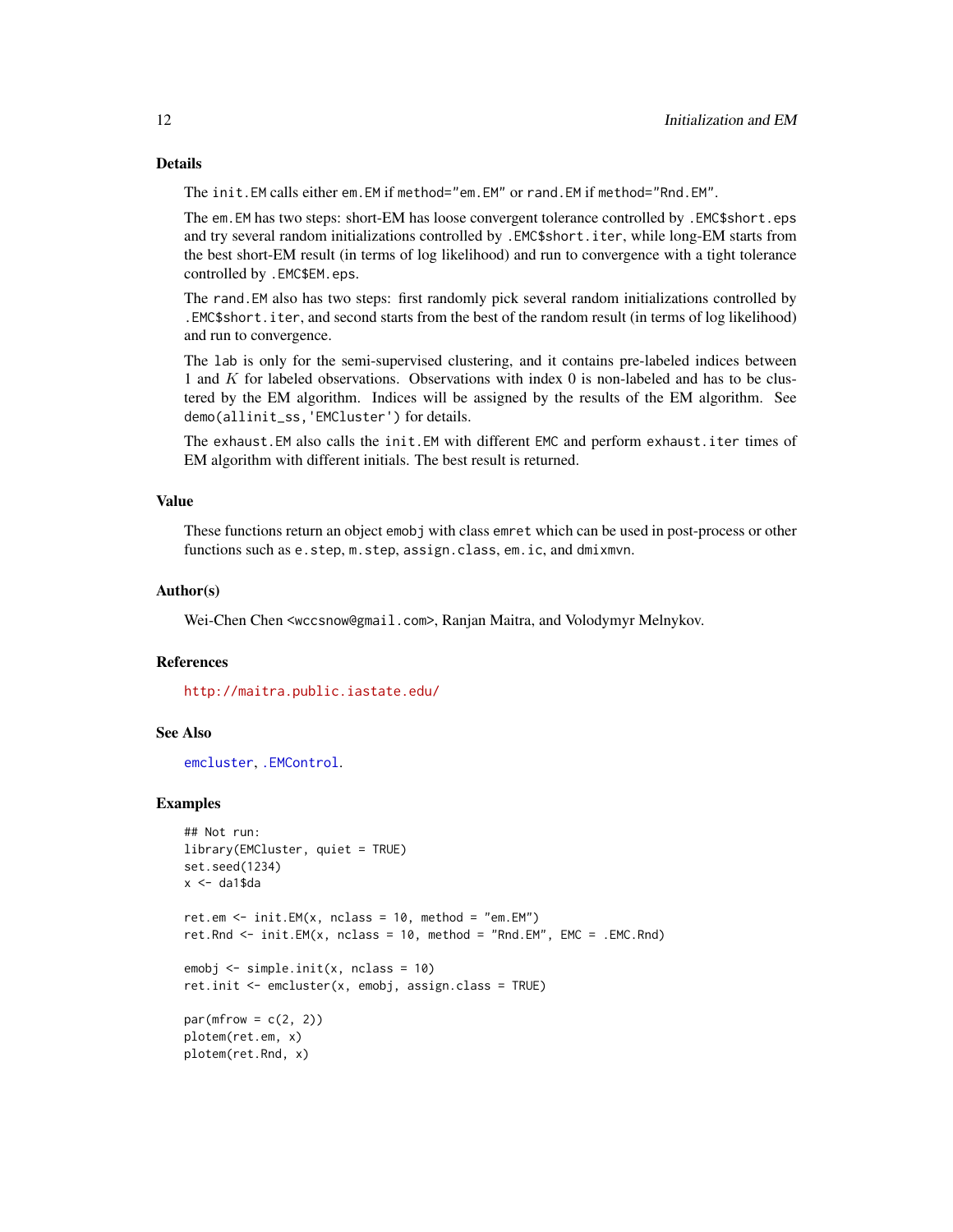## Details

The `init.EM` calls either `em.EM` if `method="em.EM"` or `rand.EM` if `method="Rnd.EM"`.

The `em.EM` has two steps: short-EM has loose convergent tolerance controlled by `.EMC$short.eps` and try several random initializations controlled by `.EMC$short.iter`, while long-EM starts from the best short-EM result (in terms of log likelihood) and run to convergence with a tight tolerance controlled by `.EMC$EM.eps`.

The `rand.EM` also has two steps: first randomly pick several random initializations controlled by `.EMC$short.iter`, and second starts from the best of the random result (in terms of log likelihood) and run to convergence.

The `lab` is only for the semi-supervised clustering, and it contains pre-labeled indices between 1 and $K$ for labeled observations. Observations with index 0 is non-labeled and has to be clustered by the EM algorithm. Indices will be assigned by the results of the EM algorithm. See `demo(allinit_ss,'EMCluster')` for details.

The `exhaust.EM` also calls the `init.EM` with different `EMC` and perform `exhaust.iter` times of EM algorithm with different initials. The best result is returned.

## Value

These functions return an object `emobj` with class `emret` which can be used in post-process or other functions such as `e.step`, `m.step`, `assign.class`, `em.ic`, and `dmixmvn`.

## Author(s)

Wei-Chen Chen <wccsnow@gmail.com>, Ranjan Maitra, and Volodymyr Melnykov.

## References

http://maitra.public.iastate.edu/

## See Also

`emcluster`, `.EMControl`.

## Examples

```
## Not run:
library(EMCluster, quiet = TRUE)
set.seed(1234)
x <- da1$da

ret.em <- init.EM(x, nclass = 10, method = "em.EM")
ret.Rnd <- init.EM(x, nclass = 10, method = "Rnd.EM", EMC = .EMC.Rnd)

emobj <- simple.init(x, nclass = 10)
ret.init <- emcluster(x, emobj, assign.class = TRUE)

par(mfrow = c(2, 2))
plotem(ret.em, x)
plotem(ret.Rnd, x)
```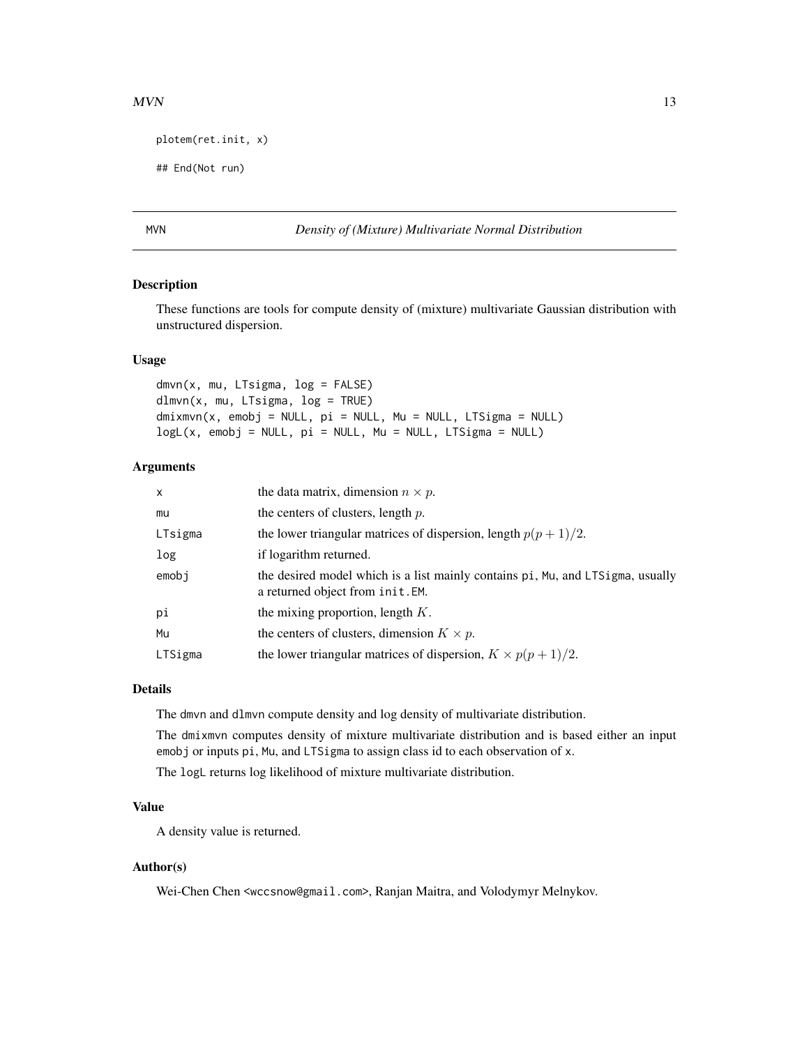```
plotem(ret.init, x)

## End(Not run)
```

## MVN — *Density of (Mixture) Multivariate Normal Distribution*

### Description

These functions are tools for compute density of (mixture) multivariate Gaussian distribution with unstructured dispersion.

### Usage

```
dmvn(x, mu, LTsigma, log = FALSE)
dlmvn(x, mu, LTsigma, log = TRUE)
dmixmvn(x, emobj = NULL, pi = NULL, Mu = NULL, LTSigma = NULL)
logL(x, emobj = NULL, pi = NULL, Mu = NULL, LTSigma = NULL)
```

### Arguments

| | |
|---|---|
| `x` | the data matrix, dimension $n \times p$. |
| `mu` | the centers of clusters, length $p$. |
| `LTsigma` | the lower triangular matrices of dispersion, length $p(p+1)/2$. |
| `log` | if logarithm returned. |
| `emobj` | the desired model which is a list mainly contains `pi`, `Mu`, and `LTSigma`, usually a returned object from `init.EM`. |
| `pi` | the mixing proportion, length $K$. |
| `Mu` | the centers of clusters, dimension $K \times p$. |
| `LTSigma` | the lower triangular matrices of dispersion, $K \times p(p+1)/2$. |

### Details

The `dmvn` and `dlmvn` compute density and log density of multivariate distribution.

The `dmixmvn` computes density of mixture multivariate distribution and is based either an input `emobj` or inputs `pi`, `Mu`, and `LTSigma` to assign class id to each observation of `x`.

The `logL` returns log likelihood of mixture multivariate distribution.

### Value

A density value is returned.

### Author(s)

Wei-Chen Chen <wccsnow@gmail.com>, Ranjan Maitra, and Volodymyr Melnykov.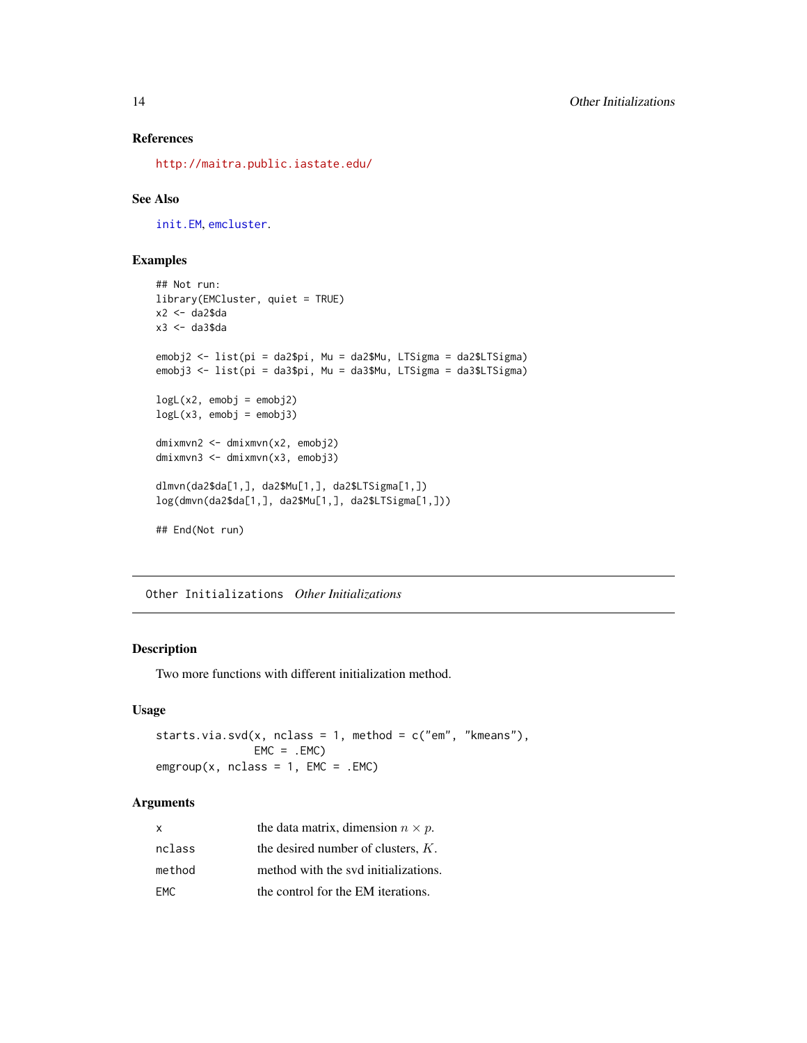## References

http://maitra.public.iastate.edu/

## See Also

init.EM, emcluster.

## Examples

```
## Not run:
library(EMCluster, quiet = TRUE)
x2 <- da2$da
x3 <- da3$da

emobj2 <- list(pi = da2$pi, Mu = da2$Mu, LTSigma = da2$LTSigma)
emobj3 <- list(pi = da3$pi, Mu = da3$Mu, LTSigma = da3$LTSigma)

logL(x2, emobj = emobj2)
logL(x3, emobj = emobj3)

dmixmvn2 <- dmixmvn(x2, emobj2)
dmixmvn3 <- dmixmvn(x3, emobj3)

dlmvn(da2$da[1,], da2$Mu[1,], da2$LTSigma[1,])
log(dmvn(da2$da[1,], da2$Mu[1,], da2$LTSigma[1,]))

## End(Not run)
```

---

# Other Initializations *Other Initializations*

## Description

Two more functions with different initialization method.

## Usage

```
starts.via.svd(x, nclass = 1, method = c("em", "kmeans"),
               EMC = .EMC)
emgroup(x, nclass = 1, EMC = .EMC)
```

## Arguments

| | |
|---|---|
| x | the data matrix, dimension $n \times p$. |
| nclass | the desired number of clusters, $K$. |
| method | method with the svd initializations. |
| EMC | the control for the EM iterations. |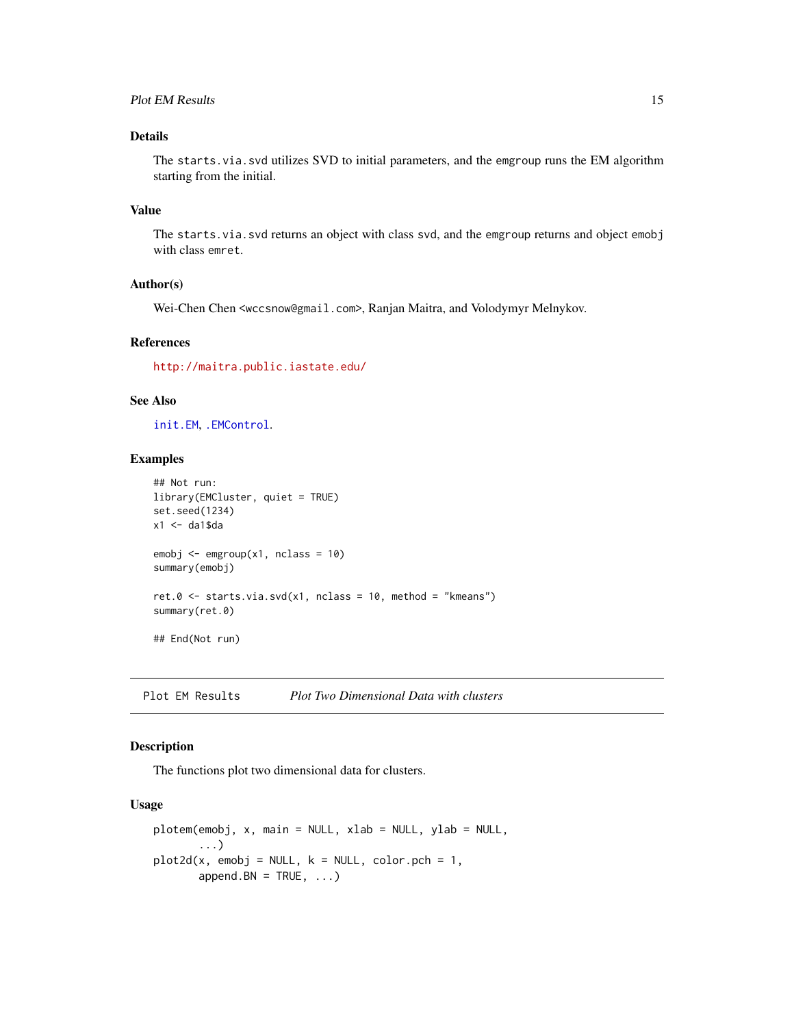## Details

The `starts.via.svd` utilizes SVD to initial parameters, and the `emgroup` runs the EM algorithm starting from the initial.

## Value

The `starts.via.svd` returns an object with class `svd`, and the `emgroup` returns and object `emobj` with class `emret`.

## Author(s)

Wei-Chen Chen <wccsnow@gmail.com>, Ranjan Maitra, and Volodymyr Melnykov.

## References

http://maitra.public.iastate.edu/

## See Also

`init.EM`, `.EMControl`.

## Examples

```
## Not run:
library(EMCluster, quiet = TRUE)
set.seed(1234)
x1 <- da1$da

emobj <- emgroup(x1, nclass = 10)
summary(emobj)

ret.0 <- starts.via.svd(x1, nclass = 10, method = "kmeans")
summary(ret.0)

## End(Not run)
```

---

`Plot EM Results` *Plot Two Dimensional Data with clusters*

---

## Description

The functions plot two dimensional data for clusters.

## Usage

```
plotem(emobj, x, main = NULL, xlab = NULL, ylab = NULL,
       ...)
plot2d(x, emobj = NULL, k = NULL, color.pch = 1,
       append.BN = TRUE, ...)
```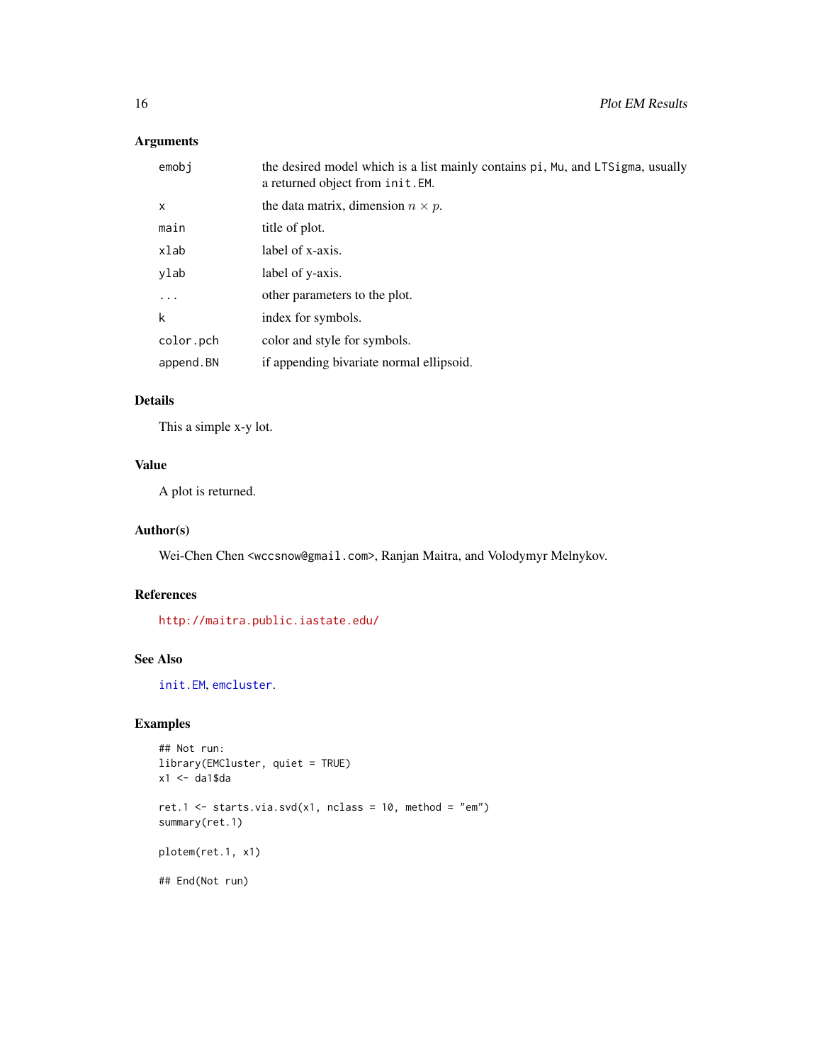### Arguments

| | |
|---|---|
| `emobj` | the desired model which is a list mainly contains `pi`, `Mu`, and `LTSigma`, usually a returned object from `init.EM`. |
| `x` | the data matrix, dimension $n \times p$. |
| `main` | title of plot. |
| `xlab` | label of x-axis. |
| `ylab` | label of y-axis. |
| `...` | other parameters to the plot. |
| `k` | index for symbols. |
| `color.pch` | color and style for symbols. |
| `append.BN` | if appending bivariate normal ellipsoid. |

### Details

This a simple x-y lot.

### Value

A plot is returned.

### Author(s)

Wei-Chen Chen <wccsnow@gmail.com>, Ranjan Maitra, and Volodymyr Melnykov.

### References

http://maitra.public.iastate.edu/

### See Also

`init.EM`, `emcluster`.

### Examples

```
## Not run:
library(EMCluster, quiet = TRUE)
x1 <- da1$da

ret.1 <- starts.via.svd(x1, nclass = 10, method = "em")
summary(ret.1)

plotem(ret.1, x1)

## End(Not run)
```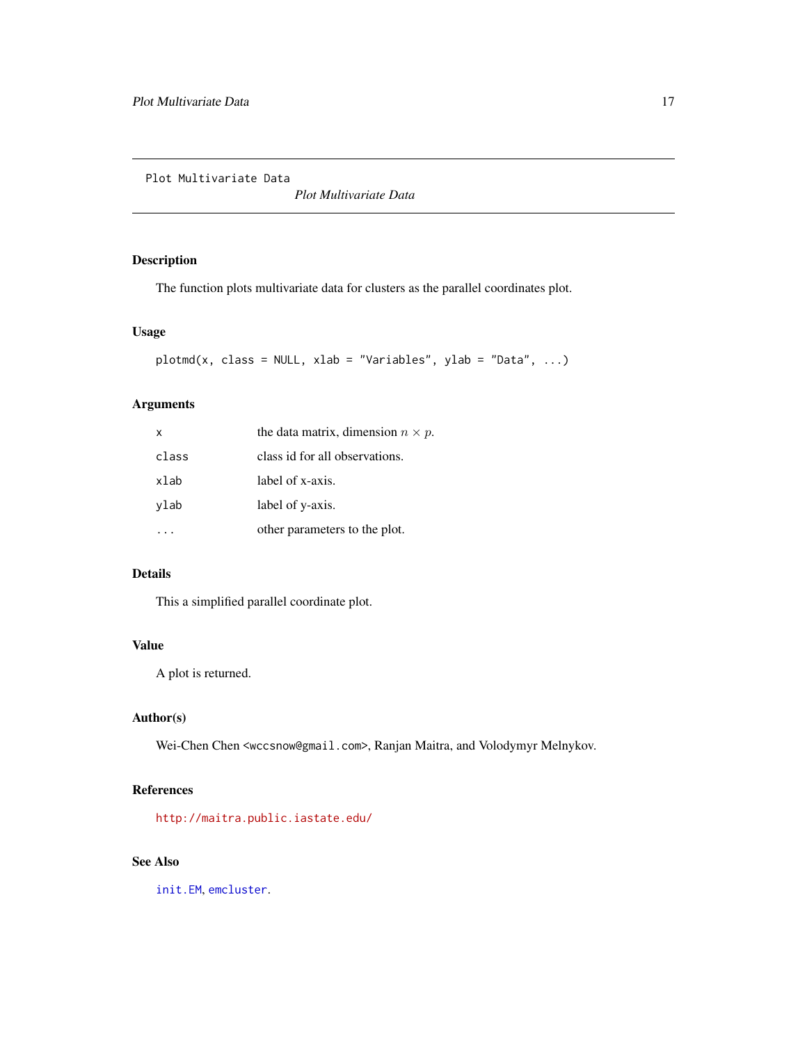Plot Multivariate Data

*Plot Multivariate Data*

## Description

The function plots multivariate data for clusters as the parallel coordinates plot.

## Usage

```
plotmd(x, class = NULL, xlab = "Variables", ylab = "Data", ...)
```

## Arguments

| | |
|---|---|
| `x` | the data matrix, dimension $n \times p$. |
| `class` | class id for all observations. |
| `xlab` | label of x-axis. |
| `ylab` | label of y-axis. |
| `...` | other parameters to the plot. |

## Details

This a simplified parallel coordinate plot.

## Value

A plot is returned.

## Author(s)

Wei-Chen Chen <wccsnow@gmail.com>, Ranjan Maitra, and Volodymyr Melnykov.

## References

http://maitra.public.iastate.edu/

## See Also

init.EM, emcluster.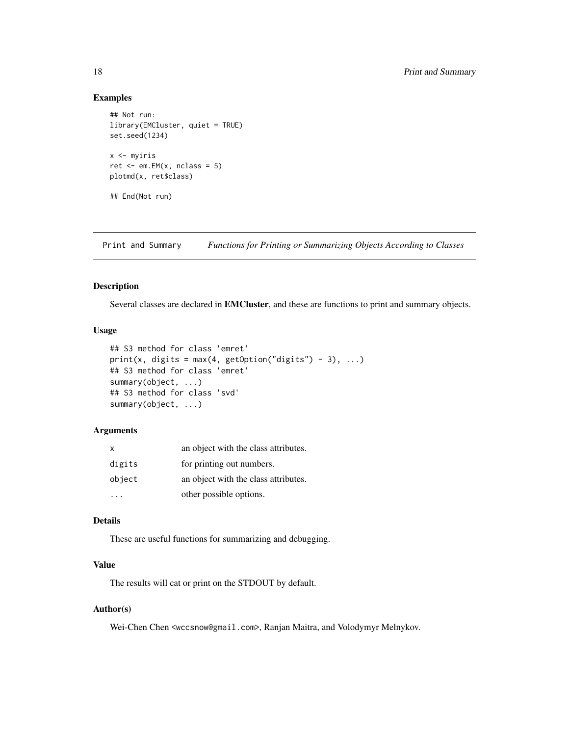## Examples

```
## Not run:
library(EMCluster, quiet = TRUE)
set.seed(1234)

x <- myiris
ret <- em.EM(x, nclass = 5)
plotmd(x, ret$class)

## End(Not run)
```

---

## Print and Summary — *Functions for Printing or Summarizing Objects According to Classes*

---

### Description

Several classes are declared in **EMCluster**, and these are functions to print and summary objects.

### Usage

```
## S3 method for class 'emret'
print(x, digits = max(4, getOption("digits") - 3), ...)
## S3 method for class 'emret'
summary(object, ...)
## S3 method for class 'svd'
summary(object, ...)
```

### Arguments

| | |
|---|---|
| `x` | an object with the class attributes. |
| `digits` | for printing out numbers. |
| `object` | an object with the class attributes. |
| `...` | other possible options. |

### Details

These are useful functions for summarizing and debugging.

### Value

The results will cat or print on the STDOUT by default.

### Author(s)

Wei-Chen Chen <wccsnow@gmail.com>, Ranjan Maitra, and Volodymyr Melnykov.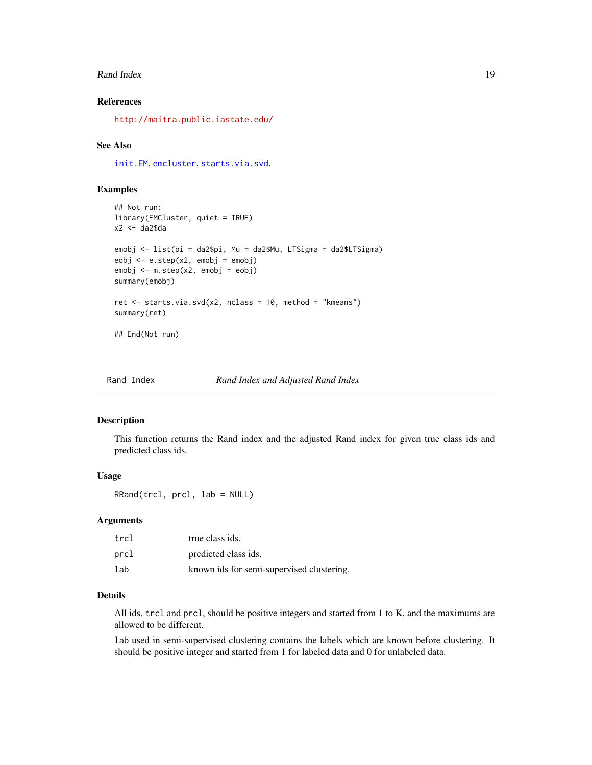### References

http://maitra.public.iastate.edu/

### See Also

init.EM, emcluster, starts.via.svd.

### Examples

```
## Not run:
library(EMCluster, quiet = TRUE)
x2 <- da2$da

emobj <- list(pi = da2$pi, Mu = da2$Mu, LTSigma = da2$LTSigma)
eobj <- e.step(x2, emobj = emobj)
emobj <- m.step(x2, emobj = eobj)
summary(emobj)

ret <- starts.via.svd(x2, nclass = 10, method = "kmeans")
summary(ret)

## End(Not run)
```

---

## Rand Index — *Rand Index and Adjusted Rand Index*

### Description

This function returns the Rand index and the adjusted Rand index for given true class ids and predicted class ids.

### Usage

```
RRand(trcl, prcl, lab = NULL)
```

### Arguments

| | |
|---|---|
| `trcl` | true class ids. |
| `prcl` | predicted class ids. |
| `lab` | known ids for semi-supervised clustering. |

### Details

All ids, `trcl` and `prcl`, should be positive integers and started from 1 to K, and the maximums are allowed to be different.

`lab` used in semi-supervised clustering contains the labels which are known before clustering. It should be positive integer and started from 1 for labeled data and 0 for unlabeled data.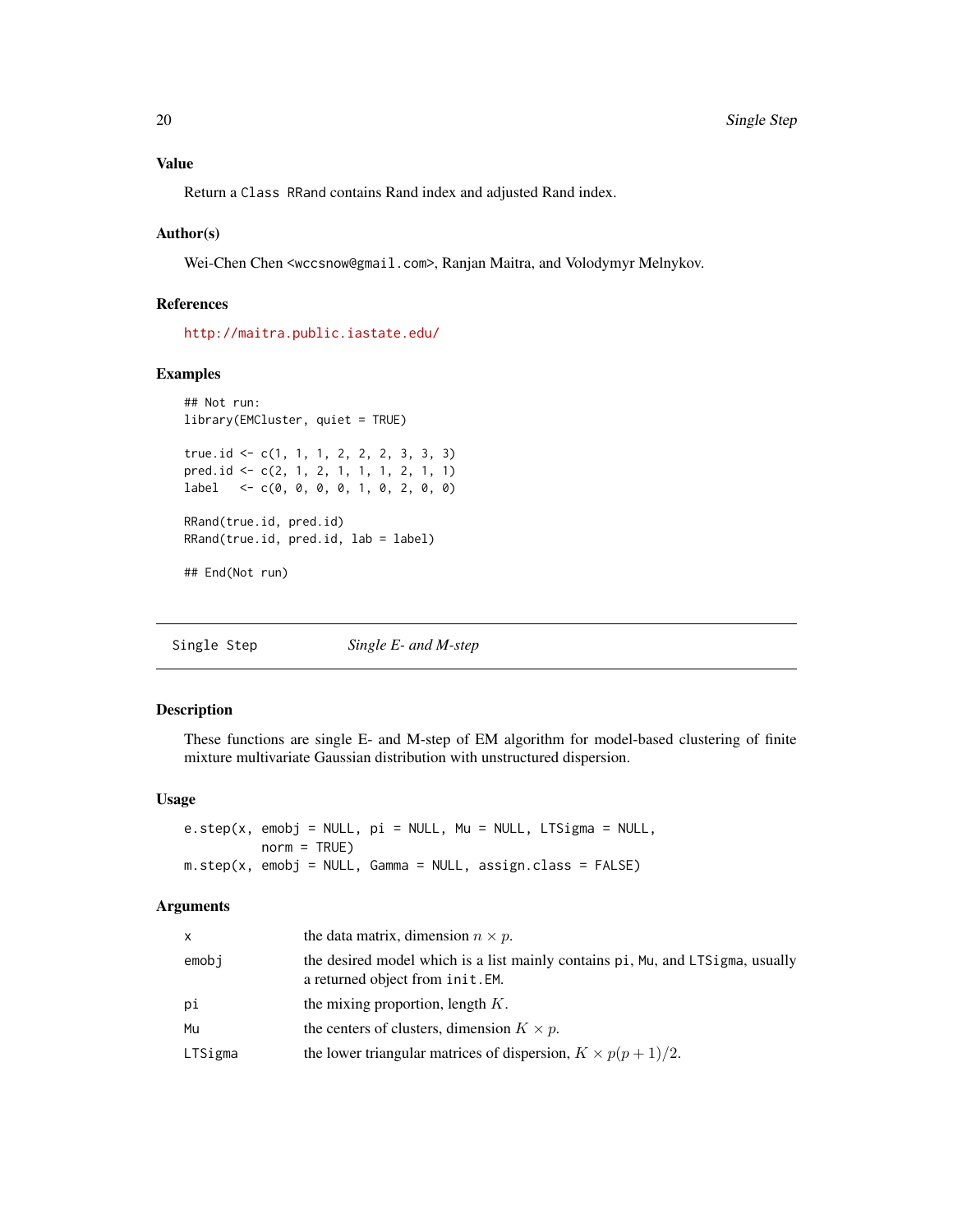## Value

Return a `Class RRand` contains Rand index and adjusted Rand index.

## Author(s)

Wei-Chen Chen <wccsnow@gmail.com>, Ranjan Maitra, and Volodymyr Melnykov.

## References

http://maitra.public.iastate.edu/

## Examples

```
## Not run:
library(EMCluster, quiet = TRUE)

true.id <- c(1, 1, 1, 2, 2, 2, 3, 3, 3)
pred.id <- c(2, 1, 2, 1, 1, 1, 2, 1, 1)
label   <- c(0, 0, 0, 0, 1, 0, 2, 0, 0)

RRand(true.id, pred.id)
RRand(true.id, pred.id, lab = label)

## End(Not run)
```

---

# Single Step — *Single E- and M-step*

## Description

These functions are single E- and M-step of EM algorithm for model-based clustering of finite mixture multivariate Gaussian distribution with unstructured dispersion.

## Usage

```
e.step(x, emobj = NULL, pi = NULL, Mu = NULL, LTSigma = NULL,
          norm = TRUE)
m.step(x, emobj = NULL, Gamma = NULL, assign.class = FALSE)
```

## Arguments

| | |
|---|---|
| `x` | the data matrix, dimension $n \times p$. |
| `emobj` | the desired model which is a list mainly contains `pi`, `Mu`, and `LTSigma`, usually a returned object from `init.EM`. |
| `pi` | the mixing proportion, length $K$. |
| `Mu` | the centers of clusters, dimension $K \times p$. |
| `LTSigma` | the lower triangular matrices of dispersion, $K \times p(p+1)/2$. |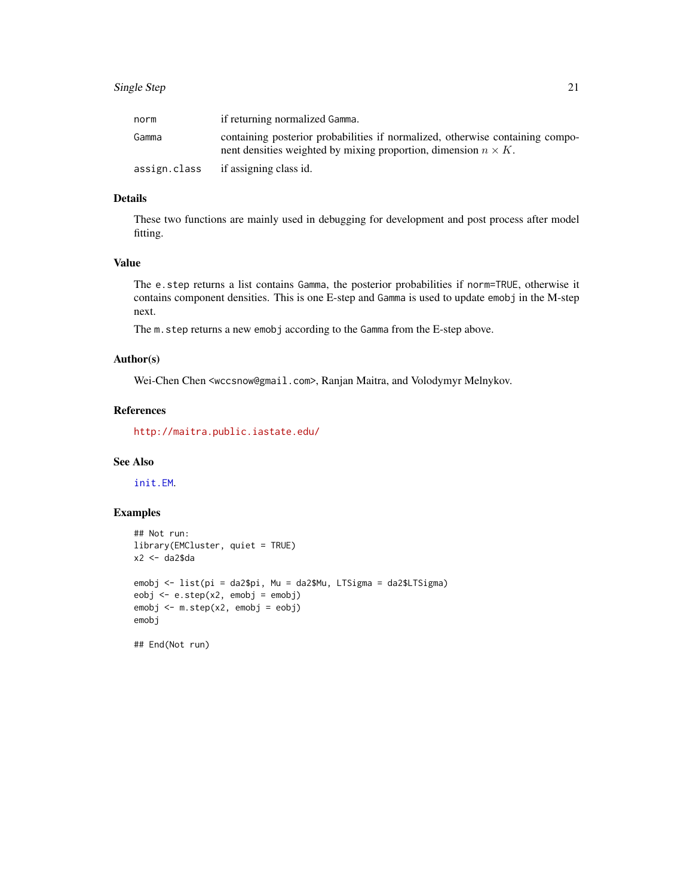| | |
|---|---|
| norm | if returning normalized Gamma. |
| Gamma | containing posterior probabilities if normalized, otherwise containing component densities weighted by mixing proportion, dimension $n \times K$. |
| assign.class | if assigning class id. |

## Details

These two functions are mainly used in debugging for development and post process after model fitting.

## Value

The e.step returns a list contains Gamma, the posterior probabilities if norm=TRUE, otherwise it contains component densities. This is one E-step and Gamma is used to update emobj in the M-step next.

The m.step returns a new emobj according to the Gamma from the E-step above.

## Author(s)

Wei-Chen Chen <wccsnow@gmail.com>, Ranjan Maitra, and Volodymyr Melnykov.

## References

http://maitra.public.iastate.edu/

## See Also

init.EM.

## Examples

```
## Not run:
library(EMCluster, quiet = TRUE)
x2 <- da2$da

emobj <- list(pi = da2$pi, Mu = da2$Mu, LTSigma = da2$LTSigma)
eobj <- e.step(x2, emobj = emobj)
emobj <- m.step(x2, emobj = eobj)
emobj

## End(Not run)
```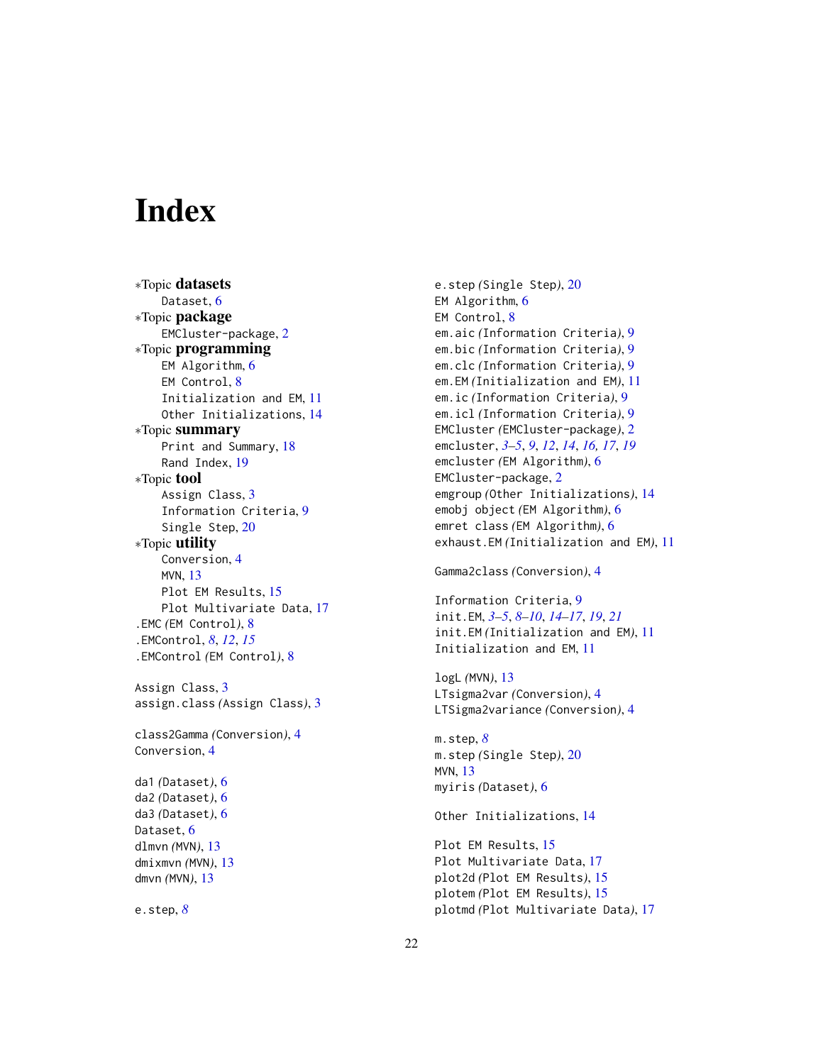# Index

*Topic **datasets**
- Dataset, 6

*Topic **package**
- EMCluster-package, 2

*Topic **programming**
- EM Algorithm, 6
- EM Control, 8
- Initialization and EM, 11
- Other Initializations, 14

*Topic **summary**
- Print and Summary, 18
- Rand Index, 19

*Topic **tool**
- Assign Class, 3
- Information Criteria, 9
- Single Step, 20

*Topic **utility**
- Conversion, 4
- MVN, 13
- Plot EM Results, 15
- Plot Multivariate Data, 17

.EMC *(EM Control)*, 8
.EMControl, *8*, *12*, *15*
.EMControl *(EM Control)*, 8

Assign Class, 3
assign.class *(Assign Class)*, 3

class2Gamma *(Conversion)*, 4
Conversion, 4

da1 *(Dataset)*, 6
da2 *(Dataset)*, 6
da3 *(Dataset)*, 6
Dataset, 6
dlmvn *(MVN)*, 13
dmixmvn *(MVN)*, 13
dmvn *(MVN)*, 13

e.step, *8*
e.step *(Single Step)*, 20
EM Algorithm, 6
EM Control, 8
em.aic *(Information Criteria)*, 9
em.bic *(Information Criteria)*, 9
em.clc *(Information Criteria)*, 9
em.EM *(Initialization and EM)*, 11
em.ic *(Information Criteria)*, 9
em.icl *(Information Criteria)*, 9
EMCluster *(EMCluster-package)*, 2
emcluster, *3–5*, *9*, *12*, *14*, *16, 17*, *19*
emcluster *(EM Algorithm)*, 6
EMCluster-package, 2
emgroup *(Other Initializations)*, 14
emobj object *(EM Algorithm)*, 6
emret class *(EM Algorithm)*, 6
exhaust.EM *(Initialization and EM)*, 11

Gamma2class *(Conversion)*, 4

Information Criteria, 9
init.EM, *3–5*, *8–10*, *14–17*, *19*, *21*
init.EM *(Initialization and EM)*, 11
Initialization and EM, 11

logL *(MVN)*, 13
LTsigma2var *(Conversion)*, 4
LTSigma2variance *(Conversion)*, 4

m.step, *8*
m.step *(Single Step)*, 20
MVN, 13
myiris *(Dataset)*, 6

Other Initializations, 14

Plot EM Results, 15
Plot Multivariate Data, 17
plot2d *(Plot EM Results)*, 15
plotem *(Plot EM Results)*, 15
plotmd *(Plot Multivariate Data)*, 17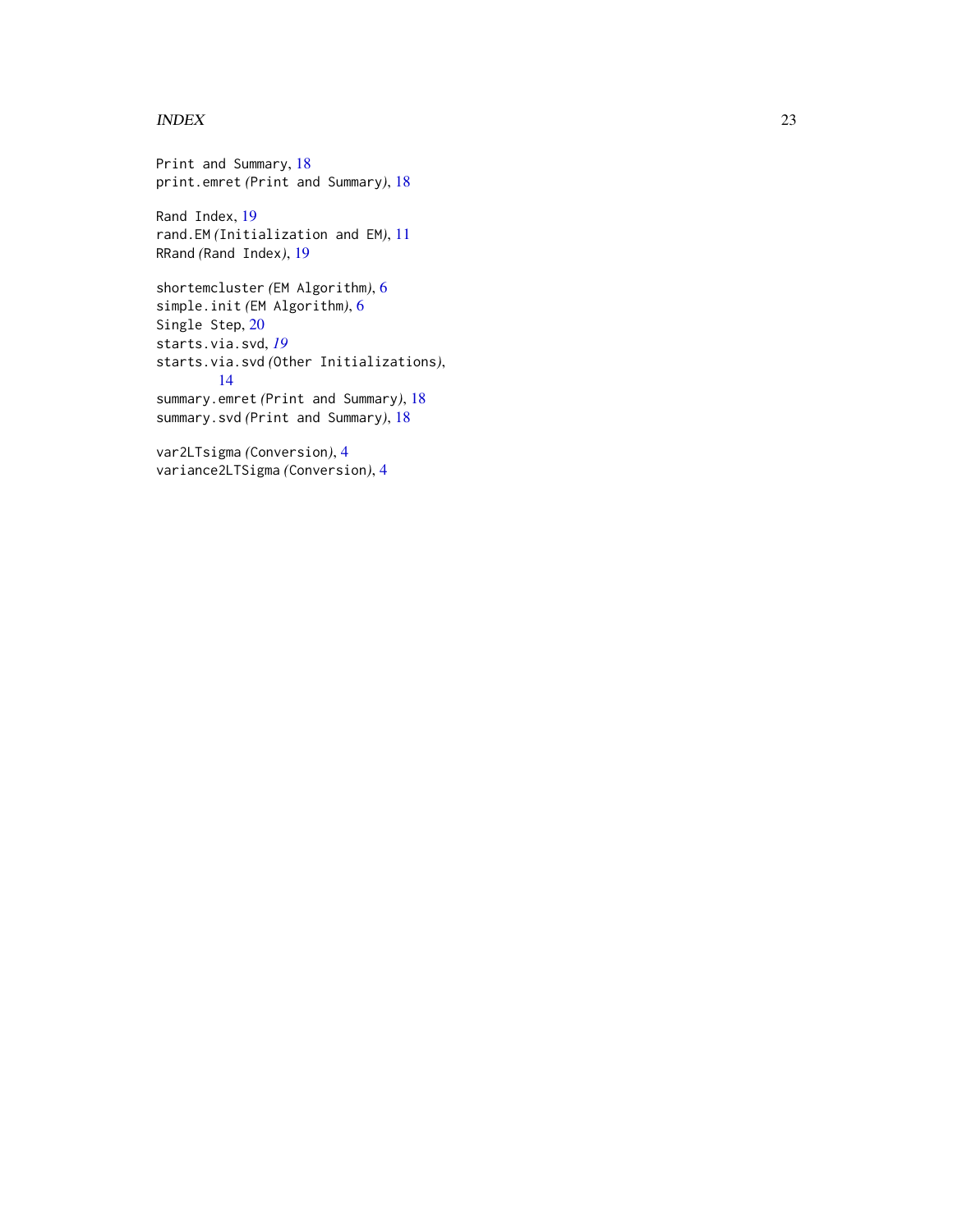Print and Summary, 18
print.emret *(*Print and Summary*)*, 18

Rand Index, 19
rand.EM *(*Initialization and EM*)*, 11
RRand *(*Rand Index*)*, 19

shortemcluster *(*EM Algorithm*)*, 6
simple.init *(*EM Algorithm*)*, 6
Single Step, 20
starts.via.svd, *19*
starts.via.svd *(*Other Initializations*)*, 14
summary.emret *(*Print and Summary*)*, 18
summary.svd *(*Print and Summary*)*, 18

var2LTsigma *(*Conversion*)*, 4
variance2LTSigma *(*Conversion*)*, 4